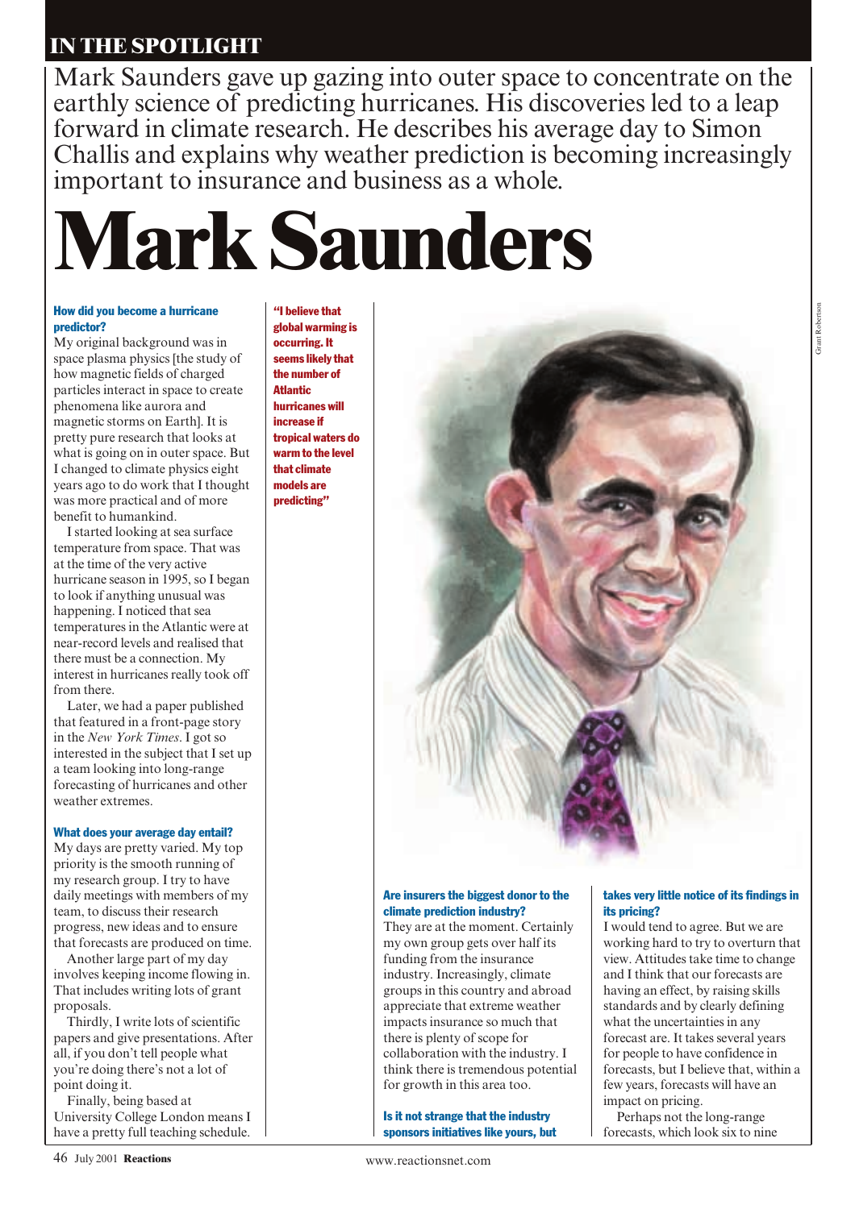IN THE SPOTLIGHT

Mark Saunders gave up gazing into outer space to concentrate on the earthly science of predicting hurricanes. His discoveries led to a leap forward in climate research. He describes his average day to Simon Challis and explains why weather prediction is becoming increasingly important to insurance and business as a whole.

# Mark Saunders

### How did you become a hurricane predictor?

My original background was in space plasma physics [the study of how magnetic fields of charged particles interact in space to create phenomena like aurora and magnetic storms on Earth]. It is pretty pure research that looks at what is going on in outer space. But I changed to climate physics eight years ago to do work that I thought was more practical and of more benefit to humankind.

I started looking at sea surface temperature from space. That was at the time of the very active hurricane season in 1995, so I began to look if anything unusual was happening. I noticed that sea temperatures in the Atlantic were at near-record levels and realised that there must be a connection. My interest in hurricanes really took off from there.

Later, we had a paper published that featured in a front-page story in the *New York Times*. I got so interested in the subject that I set up a team looking into long-range forecasting of hurricanes and other weather extremes.

### What does your average day entail?

My days are pretty varied. My top priority is the smooth running of my research group. I try to have daily meetings with members of my team, to discuss their research progress, new ideas and to ensure that forecasts are produced on time.

Another large part of my day involves keeping income flowing in. That includes writing lots of grant proposals.

Thirdly, I write lots of scientific papers and give presentations. After all, if you don't tell people what you're doing there's not a lot of point doing it.

Finally, being based at University College London means I have a pretty full teaching schedule.

**"I believe that global warming is occurring. It seems likely that the number of Atlantic hurricanes will increase if tropical waters do warm to the level that climate models are predicting"**

### Are insurers the biggest donor to the climate prediction industry?

They are at the moment. Certainly my own group gets over half its funding from the insurance industry. Increasingly, climate groups in this country and abroad appreciate that extreme weather impacts insurance so much that there is plenty of scope for collaboration with the industry. I think there is tremendous potential for growth in this area too.

### Is it not strange that the industry sponsors initiatives like yours, but takes very little notice of its findings in its pricing?

I would tend to agree. But we are working hard to try to overturn that view. Attitudes take time to change and I think that our forecasts are having an effect, by raising skills standards and by clearly defining what the uncertainties in any forecast are. It takes several years for people to have confidence in forecasts, but I believe that, within a few years, forecasts will have an impact on pricing.

Perhaps not the long-range forecasts, which look six to nine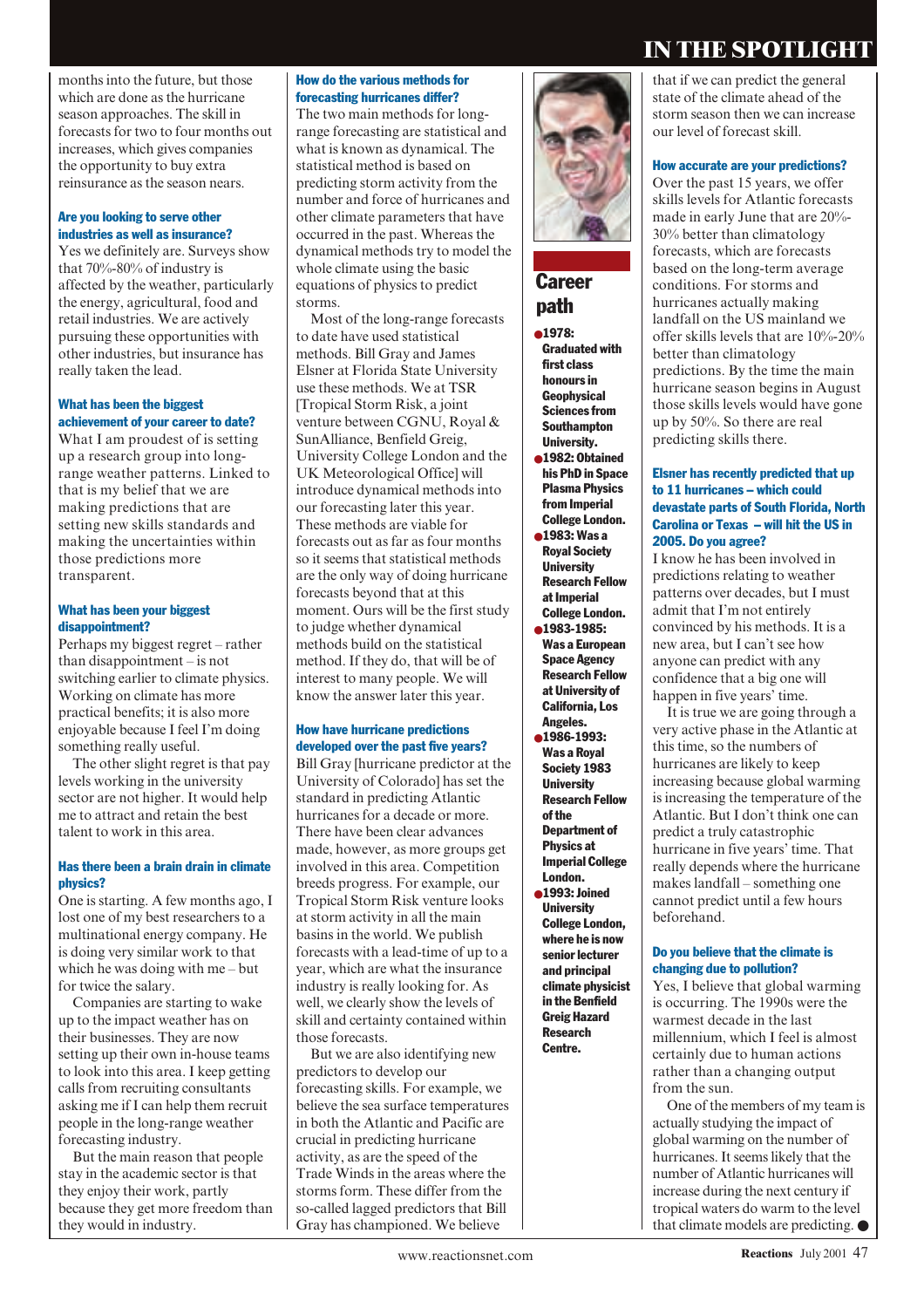months into the future, but those which are done as the hurricane season approaches. The skill in forecasts for two to four months out increases, which gives companies the opportunity to buy extra reinsurance as the season nears.

**Are you looking to serve other industries as well as insurance?**

Yes we definitely are. Surveys show that 70%-80% of industry is affected by the weather, particularly the energy, agricultural, food and retail industries. We are actively pursuing these opportunities with other industries, but insurance has really taken the lead.

**What has been the biggest achievement of your career to date?**

What I am proudest of is setting up a research group into long-range weather patterns. Linked to that is my belief that we are making predictions that are setting new skills standards and making the uncertainties within those predictions more transparent.

**What has been your biggest disappointment?**

Perhaps my biggest regret – rather than disappointment – is not switching earlier to climate physics. Working on climate has more practical benefits; it is also more enjoyable because I feel I'm doing something really useful.

The other slight regret is that pay levels working in the university sector are not higher. It would help me to attract and retain the best talent to work in this area.

**Has there been a brain drain in climate physics?**

One is starting. A few months ago, I lost one of my best researchers to a multinational energy company. He is doing very similar work to that which he was doing with me – but for twice the salary.

Companies are starting to wake up to the impact weather has on their businesses. They are now setting up their own in-house teams to look into this area. I keep getting calls from recruiting consultants asking me if I can help them recruit people in the long-range weather forecasting industry.

But the main reason that people stay in the academic sector is that they enjoy their work, partly because they get more freedom than they would in industry.

**How do the various methods for forecasting hurricanes differ?**

The two main methods for long-range forecasting are statistical and what is known as dynamical. The statistical method is based on predicting storm activity from the number and force of hurricanes and other climate parameters that have occurred in the past. Whereas the dynamical methods try to model the whole climate using the basic equations of physics to predict storms.

Most of the long-range forecasts to date have used statistical methods. Bill Gray and James Elsner at Florida State University use these methods. We at TSR [Tropical Storm Risk, a joint venture between CGNU, Royal & SunAlliance, Benfield Greig, University College London and the UK Meteorological Office] will introduce dynamical methods into our forecasting later this year. These methods are viable for forecasts out as far as four months so it seems that statistical methods are the only way of doing hurricane forecasts beyond that at this moment. Ours will be the first study to judge whether dynamical methods build on the statistical method. If they do, that will be of interest to many people. We will know the answer later this year.

**How have hurricane predictions developed over the past five years?**

Bill Gray [hurricane predictor at the University of Colorado] has set the standard in predicting Atlantic hurricanes for a decade or more. There have been clear advances made, however, as more groups get involved in this area. Competition breeds progress. For example, our Tropical Storm Risk venture looks at storm activity in all the main basins in the world. We publish forecasts with a lead-time of up to a year, which are what the insurance industry is really looking for. As well, we clearly show the levels of skill and certainty contained within those forecasts.

But we are also identifying new predictors to develop our forecasting skills. For example, we believe the sea surface temperatures in both the Atlantic and Pacific are crucial in predicting hurricane activity, as are the speed of the Trade Winds in the areas where the storms form. These differ from the so-called lagged predictors that Bill Gray has championed. We believe that if we can predict the general state of the climate ahead of the storm season then we can increase our level of forecast skill.

**How accurate are your predictions?**

Over the past 15 years, we offer skills levels for Atlantic forecasts made in early June that are 20%-30% better than climatology forecasts, which are forecasts based on the long-term average conditions. For storms and hurricanes actually making landfall on the US mainland we offer skills levels that are 10%-20% better than climatology predictions. By the time the main hurricane season begins in August those skills levels would have gone up by 50%. So there are real predicting skills there.

**Elsner has recently predicted that up to 11 hurricanes – which could devastate parts of South Florida, North Carolina or Texas – will hit the US in 2005. Do you agree?**

I know he has been involved in predictions relating to weather patterns over decades, but I must admit that I'm not entirely convinced by his methods. It is a new area, but I can't see how anyone can predict with any confidence that a big one will happen in five years' time.

It is true we are going through a very active phase in the Atlantic at this time, so the numbers of hurricanes are likely to keep increasing because global warming is increasing the temperature of the Atlantic. But I don't think one can predict a truly catastrophic hurricane in five years' time. That really depends where the hurricane makes landfall – something one cannot predict until a few hours beforehand.

**Do you believe that the climate is changing due to pollution?**

Yes, I believe that global warming is occurring. The 1990s were the warmest decade in the last millennium, which I feel is almost certainly due to human actions rather than a changing output from the sun.

One of the members of my team is actually studying the impact of global warming on the number of hurricanes. It seems likely that the number of Atlantic hurricanes will increase during the next century if tropical waters do warm to the level that climate models are predicting. ●

## Career path

- **1978: Graduated with first class honours in Geophysical Sciences from Southampton University.**
- **1982: Obtained his PhD in Space Plasma Physics from Imperial College London.**
- **1983: Was a Royal Society University Research Fellow at Imperial College London.**
- **1983-1985: Was a European Space Agency Research Fellow at University of California, Los Angeles.**
- **1986-1993: Was a Royal Society 1983 University Research Fellow of the Department of Physics at Imperial College London.**
- **1993: Joined University College London, where he is now senior lecturer and principal climate physicist in the Benfield Greig Hazard Research Centre.**